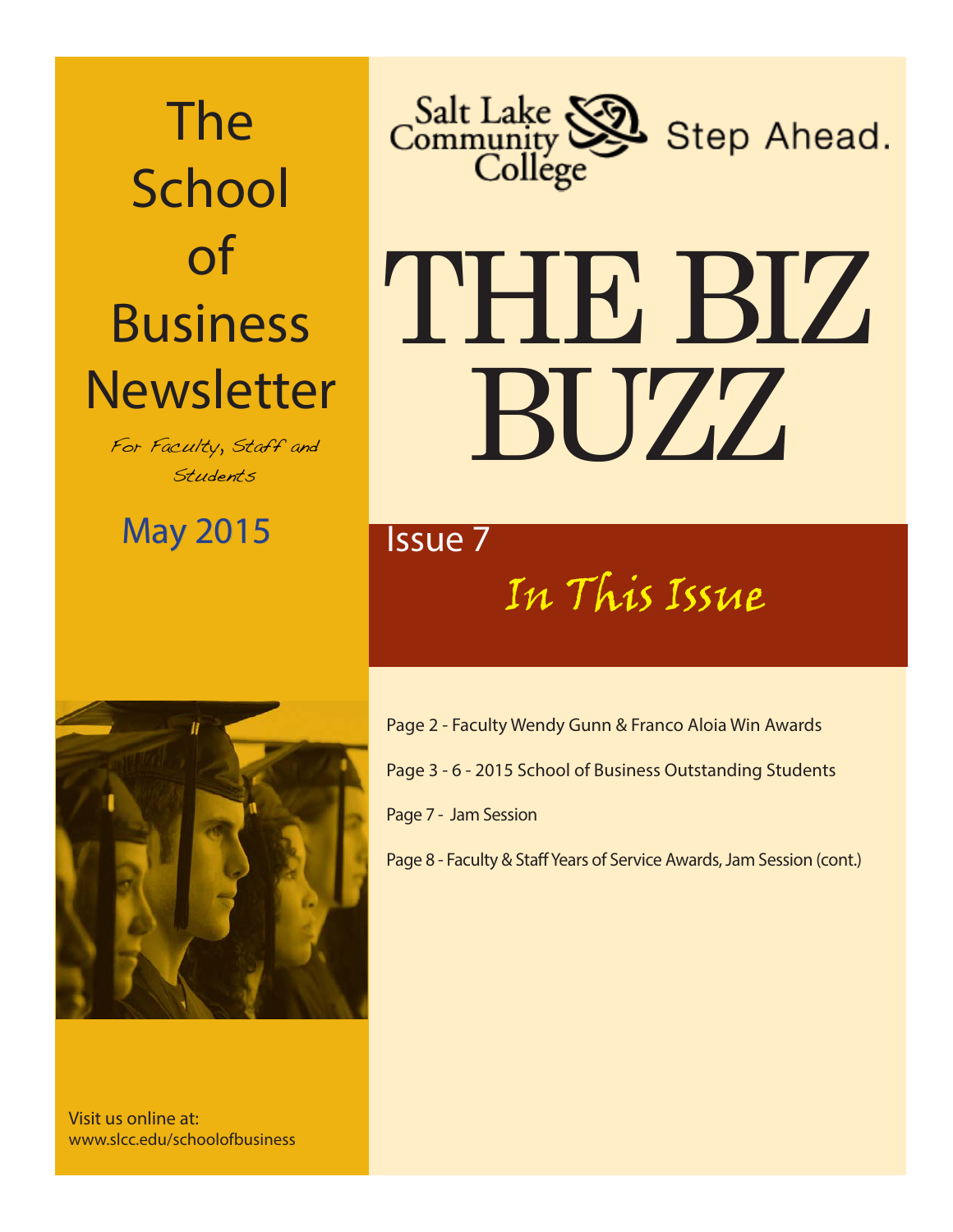# The School of Business Newsletter

*For Faculty, Staff and Students*

May 2015

Salt Lake Community College Step Ahead.

# THE BIZ BUZZ

Issue 7

## *In This Issue*

Page 2 - Faculty Wendy Gunn & Franco Aloia Win Awards

Page 3 - 6 - 2015 School of Business Outstanding Students

Page 7 - Jam Session

Page 8 - Faculty & Staff Years of Service Awards, Jam Session (cont.)

Visit us online at:
www.slcc.edu/schoolofbusiness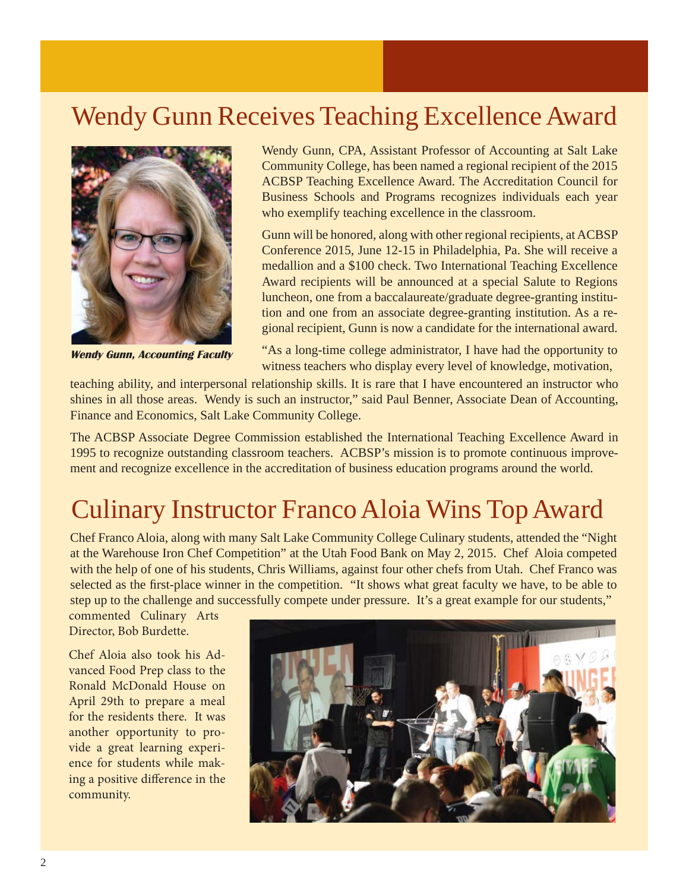# Wendy Gunn Receives Teaching Excellence Award

***Wendy Gunn, Accounting Faculty***

Wendy Gunn, CPA, Assistant Professor of Accounting at Salt Lake Community College, has been named a regional recipient of the 2015 ACBSP Teaching Excellence Award. The Accreditation Council for Business Schools and Programs recognizes individuals each year who exemplify teaching excellence in the classroom.

Gunn will be honored, along with other regional recipients, at ACBSP Conference 2015, June 12-15 in Philadelphia, Pa. She will receive a medallion and a $100 check. Two International Teaching Excellence Award recipients will be announced at a special Salute to Regions luncheon, one from a baccalaureate/graduate degree-granting institution and one from an associate degree-granting institution. As a regional recipient, Gunn is now a candidate for the international award.

"As a long-time college administrator, I have had the opportunity to witness teachers who display every level of knowledge, motivation, teaching ability, and interpersonal relationship skills. It is rare that I have encountered an instructor who shines in all those areas. Wendy is such an instructor," said Paul Benner, Associate Dean of Accounting, Finance and Economics, Salt Lake Community College.

The ACBSP Associate Degree Commission established the International Teaching Excellence Award in 1995 to recognize outstanding classroom teachers. ACBSP's mission is to promote continuous improvement and recognize excellence in the accreditation of business education programs around the world.

# Culinary Instructor Franco Aloia Wins Top Award

Chef Franco Aloia, along with many Salt Lake Community College Culinary students, attended the "Night at the Warehouse Iron Chef Competition" at the Utah Food Bank on May 2, 2015. Chef Aloia competed with the help of one of his students, Chris Williams, against four other chefs from Utah. Chef Franco was selected as the first-place winner in the competition. "It shows what great faculty we have, to be able to step up to the challenge and successfully compete under pressure. It's a great example for our students," commented Culinary Arts Director, Bob Burdette.

Chef Aloia also took his Advanced Food Prep class to the Ronald McDonald House on April 29th to prepare a meal for the residents there. It was another opportunity to provide a great learning experience for students while making a positive difference in the community.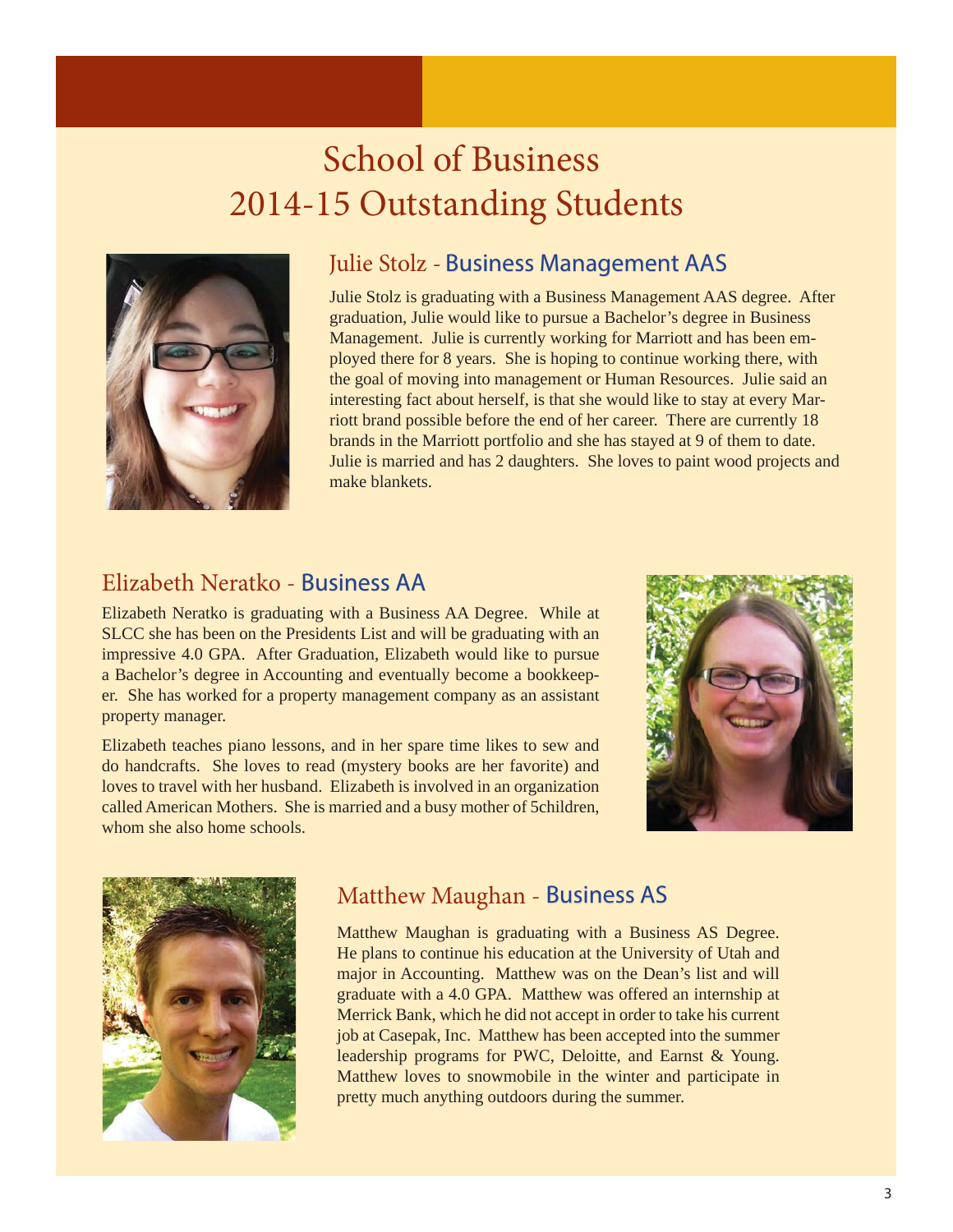# School of Business
# 2014-15 Outstanding Students

## Julie Stolz - Business Management AAS

Julie Stolz is graduating with a Business Management AAS degree. After graduation, Julie would like to pursue a Bachelor's degree in Business Management. Julie is currently working for Marriott and has been employed there for 8 years. She is hoping to continue working there, with the goal of moving into management or Human Resources. Julie said an interesting fact about herself, is that she would like to stay at every Marriott brand possible before the end of her career. There are currently 18 brands in the Marriott portfolio and she has stayed at 9 of them to date. Julie is married and has 2 daughters. She loves to paint wood projects and make blankets.

## Elizabeth Neratko - Business AA

Elizabeth Neratko is graduating with a Business AA Degree. While at SLCC she has been on the Presidents List and will be graduating with an impressive 4.0 GPA. After Graduation, Elizabeth would like to pursue a Bachelor's degree in Accounting and eventually become a bookkeeper. She has worked for a property management company as an assistant property manager.

Elizabeth teaches piano lessons, and in her spare time likes to sew and do handcrafts. She loves to read (mystery books are her favorite) and loves to travel with her husband. Elizabeth is involved in an organization called American Mothers. She is married and a busy mother of 5children, whom she also home schools.

## Matthew Maughan - Business AS

Matthew Maughan is graduating with a Business AS Degree. He plans to continue his education at the University of Utah and major in Accounting. Matthew was on the Dean's list and will graduate with a 4.0 GPA. Matthew was offered an internship at Merrick Bank, which he did not accept in order to take his current job at Casepak, Inc. Matthew has been accepted into the summer leadership programs for PWC, Deloitte, and Earnst & Young. Matthew loves to snowmobile in the winter and participate in pretty much anything outdoors during the summer.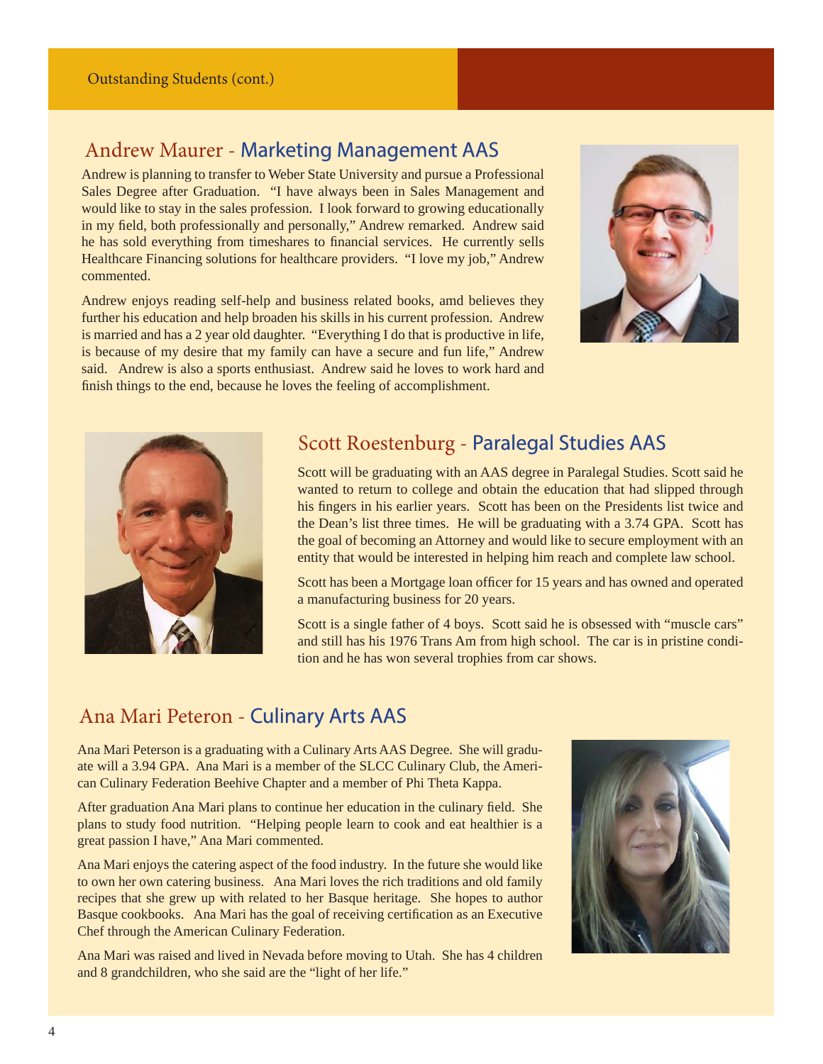Outstanding Students (cont.)

## Andrew Maurer - Marketing Management AAS

Andrew is planning to transfer to Weber State University and pursue a Professional Sales Degree after Graduation. "I have always been in Sales Management and would like to stay in the sales profession. I look forward to growing educationally in my field, both professionally and personally," Andrew remarked. Andrew said he has sold everything from timeshares to financial services. He currently sells Healthcare Financing solutions for healthcare providers. "I love my job," Andrew commented.

Andrew enjoys reading self-help and business related books, amd believes they further his education and help broaden his skills in his current profession. Andrew is married and has a 2 year old daughter. "Everything I do that is productive in life, is because of my desire that my family can have a secure and fun life," Andrew said. Andrew is also a sports enthusiast. Andrew said he loves to work hard and finish things to the end, because he loves the feeling of accomplishment.

## Scott Roestenburg - Paralegal Studies AAS

Scott will be graduating with an AAS degree in Paralegal Studies. Scott said he wanted to return to college and obtain the education that had slipped through his fingers in his earlier years. Scott has been on the Presidents list twice and the Dean's list three times. He will be graduating with a 3.74 GPA. Scott has the goal of becoming an Attorney and would like to secure employment with an entity that would be interested in helping him reach and complete law school.

Scott has been a Mortgage loan officer for 15 years and has owned and operated a manufacturing business for 20 years.

Scott is a single father of 4 boys. Scott said he is obsessed with "muscle cars" and still has his 1976 Trans Am from high school. The car is in pristine condition and he has won several trophies from car shows.

## Ana Mari Peteron - Culinary Arts AAS

Ana Mari Peterson is a graduating with a Culinary Arts AAS Degree. She will graduate will a 3.94 GPA. Ana Mari is a member of the SLCC Culinary Club, the American Culinary Federation Beehive Chapter and a member of Phi Theta Kappa.

After graduation Ana Mari plans to continue her education in the culinary field. She plans to study food nutrition. "Helping people learn to cook and eat healthier is a great passion I have," Ana Mari commented.

Ana Mari enjoys the catering aspect of the food industry. In the future she would like to own her own catering business. Ana Mari loves the rich traditions and old family recipes that she grew up with related to her Basque heritage. She hopes to author Basque cookbooks. Ana Mari has the goal of receiving certification as an Executive Chef through the American Culinary Federation.

Ana Mari was raised and lived in Nevada before moving to Utah. She has 4 children and 8 grandchildren, who she said are the "light of her life."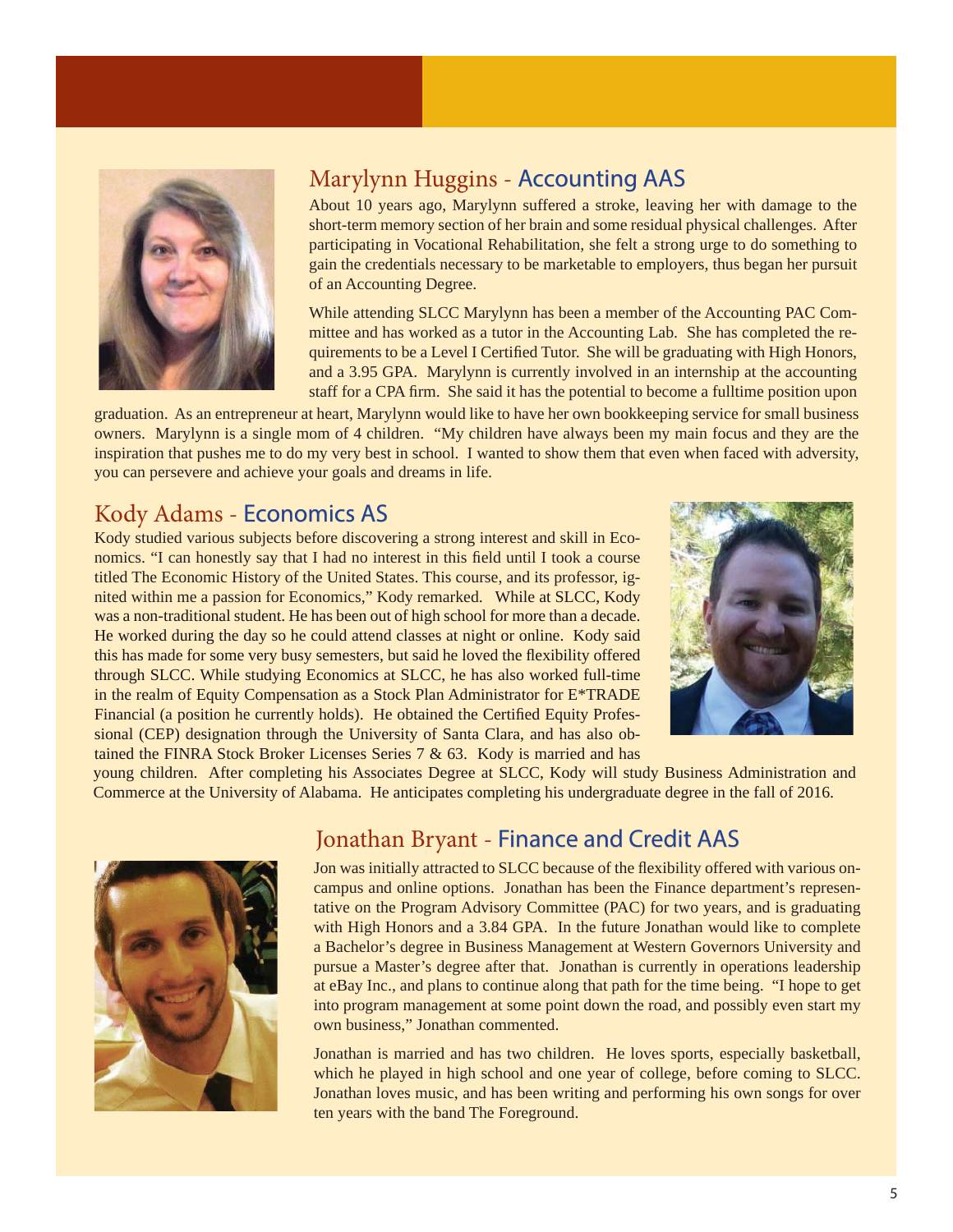## Marylynn Huggins - Accounting AAS

About 10 years ago, Marylynn suffered a stroke, leaving her with damage to the short-term memory section of her brain and some residual physical challenges. After participating in Vocational Rehabilitation, she felt a strong urge to do something to gain the credentials necessary to be marketable to employers, thus began her pursuit of an Accounting Degree.

While attending SLCC Marylynn has been a member of the Accounting PAC Committee and has worked as a tutor in the Accounting Lab. She has completed the requirements to be a Level I Certified Tutor. She will be graduating with High Honors, and a 3.95 GPA. Marylynn is currently involved in an internship at the accounting staff for a CPA firm. She said it has the potential to become a fulltime position upon graduation. As an entrepreneur at heart, Marylynn would like to have her own bookkeeping service for small business owners. Marylynn is a single mom of 4 children. "My children have always been my main focus and they are the inspiration that pushes me to do my very best in school. I wanted to show them that even when faced with adversity, you can persevere and achieve your goals and dreams in life.

## Kody Adams - Economics AS

Kody studied various subjects before discovering a strong interest and skill in Economics. "I can honestly say that I had no interest in this field until I took a course titled The Economic History of the United States. This course, and its professor, ignited within me a passion for Economics," Kody remarked. While at SLCC, Kody was a non-traditional student. He has been out of high school for more than a decade. He worked during the day so he could attend classes at night or online. Kody said this has made for some very busy semesters, but said he loved the flexibility offered through SLCC. While studying Economics at SLCC, he has also worked full-time in the realm of Equity Compensation as a Stock Plan Administrator for E*TRADE Financial (a position he currently holds). He obtained the Certified Equity Professional (CEP) designation through the University of Santa Clara, and has also obtained the FINRA Stock Broker Licenses Series 7 & 63. Kody is married and has young children. After completing his Associates Degree at SLCC, Kody will study Business Administration and Commerce at the University of Alabama. He anticipates completing his undergraduate degree in the fall of 2016.

## Jonathan Bryant - Finance and Credit AAS

Jon was initially attracted to SLCC because of the flexibility offered with various on-campus and online options. Jonathan has been the Finance department's representative on the Program Advisory Committee (PAC) for two years, and is graduating with High Honors and a 3.84 GPA. In the future Jonathan would like to complete a Bachelor's degree in Business Management at Western Governors University and pursue a Master's degree after that. Jonathan is currently in operations leadership at eBay Inc., and plans to continue along that path for the time being. "I hope to get into program management at some point down the road, and possibly even start my own business," Jonathan commented.

Jonathan is married and has two children. He loves sports, especially basketball, which he played in high school and one year of college, before coming to SLCC. Jonathan loves music, and has been writing and performing his own songs for over ten years with the band The Foreground.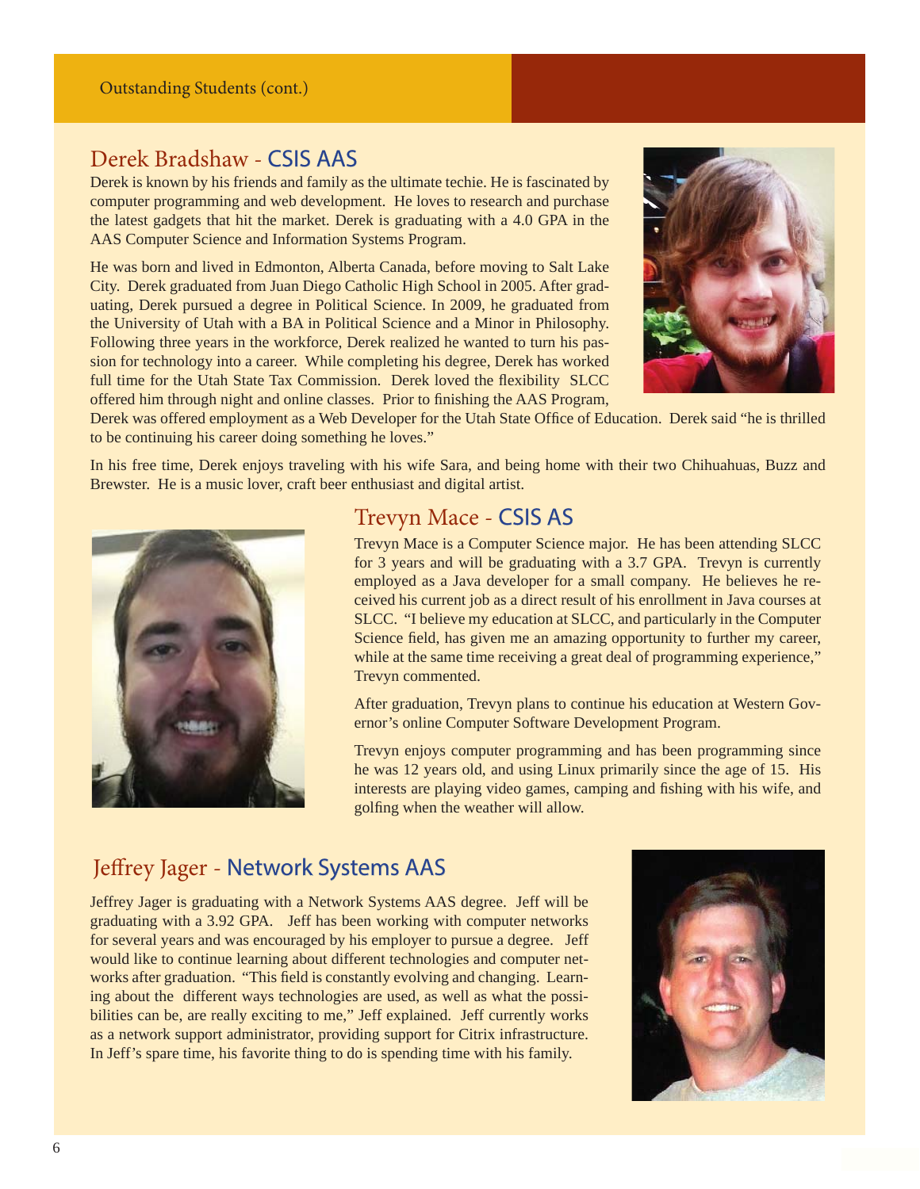Outstanding Students (cont.)

## Derek Bradshaw - CSIS AAS

Derek is known by his friends and family as the ultimate techie. He is fascinated by computer programming and web development. He loves to research and purchase the latest gadgets that hit the market. Derek is graduating with a 4.0 GPA in the AAS Computer Science and Information Systems Program.

He was born and lived in Edmonton, Alberta Canada, before moving to Salt Lake City. Derek graduated from Juan Diego Catholic High School in 2005. After graduating, Derek pursued a degree in Political Science. In 2009, he graduated from the University of Utah with a BA in Political Science and a Minor in Philosophy. Following three years in the workforce, Derek realized he wanted to turn his passion for technology into a career. While completing his degree, Derek has worked full time for the Utah State Tax Commission. Derek loved the flexibility SLCC offered him through night and online classes. Prior to finishing the AAS Program, Derek was offered employment as a Web Developer for the Utah State Office of Education. Derek said "he is thrilled to be continuing his career doing something he loves."

In his free time, Derek enjoys traveling with his wife Sara, and being home with their two Chihuahuas, Buzz and Brewster. He is a music lover, craft beer enthusiast and digital artist.

## Trevyn Mace - CSIS AS

Trevyn Mace is a Computer Science major. He has been attending SLCC for 3 years and will be graduating with a 3.7 GPA. Trevyn is currently employed as a Java developer for a small company. He believes he received his current job as a direct result of his enrollment in Java courses at SLCC. "I believe my education at SLCC, and particularly in the Computer Science field, has given me an amazing opportunity to further my career, while at the same time receiving a great deal of programming experience," Trevyn commented.

After graduation, Trevyn plans to continue his education at Western Governor's online Computer Software Development Program.

Trevyn enjoys computer programming and has been programming since he was 12 years old, and using Linux primarily since the age of 15. His interests are playing video games, camping and fishing with his wife, and golfing when the weather will allow.

## Jeffrey Jager - Network Systems AAS

Jeffrey Jager is graduating with a Network Systems AAS degree. Jeff will be graduating with a 3.92 GPA. Jeff has been working with computer networks for several years and was encouraged by his employer to pursue a degree. Jeff would like to continue learning about different technologies and computer networks after graduation. "This field is constantly evolving and changing. Learning about the different ways technologies are used, as well as what the possibilities can be, are really exciting to me," Jeff explained. Jeff currently works as a network support administrator, providing support for Citrix infrastructure. In Jeff's spare time, his favorite thing to do is spending time with his family.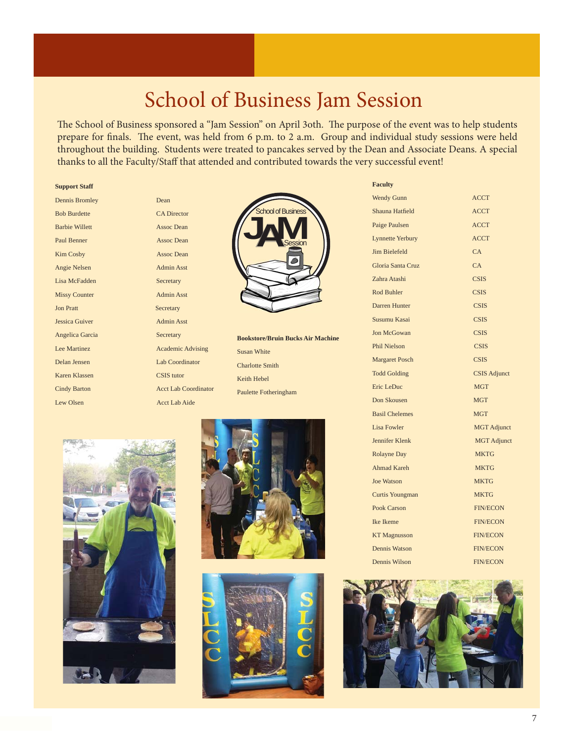# School of Business Jam Session

The School of Business sponsored a "Jam Session" on April 30th. The purpose of the event was to help students prepare for finals. The event, was held from 6 p.m. to 2 a.m. Group and individual study sessions were held throughout the building. Students were treated to pancakes served by the Dean and Associate Deans. A special thanks to all the Faculty/Staff that attended and contributed towards the very successful event!

**Support Staff**

| Name | Role |
|---|---|
| Dennis Bromley | Dean |
| Bob Burdette | CA Director |
| Barbie Willett | Assoc Dean |
| Paul Benner | Assoc Dean |
| Kim Cosby | Assoc Dean |
| Angie Nelsen | Admin Asst |
| Lisa McFadden | Secretary |
| Missy Counter | Admin Asst |
| Jon Pratt | Secretary |
| Jessica Guiver | Admin Asst |
| Angelica Garcia | Secretary |
| Lee Martinez | Academic Advising |
| Delan Jensen | Lab Coordinator |
| Karen Klassen | CSIS tutor |
| Cindy Barton | Acct Lab Coordinator |
| Lew Olsen | Acct Lab Aide |

**Bookstore/Bruin Bucks Air Machine**

Susan White
Charlotte Smith
Keith Hebel
Paulette Fotheringham

**Faculty**

| Name | Department |
|---|---|
| Wendy Gunn | ACCT |
| Shauna Hatfield | ACCT |
| Paige Paulsen | ACCT |
| Lynnette Yerbury | ACCT |
| Jim Bielefeld | CA |
| Gloria Santa Cruz | CA |
| Zahra Atashi | CSIS |
| Rod Buhler | CSIS |
| Darren Hunter | CSIS |
| Susumu Kasai | CSIS |
| Jon McGowan | CSIS |
| Phil Nielson | CSIS |
| Margaret Posch | CSIS |
| Todd Golding | CSIS Adjunct |
| Eric LeDuc | MGT |
| Don Skousen | MGT |
| Basil Chelemes | MGT |
| Lisa Fowler | MGT Adjunct |
| Jennifer Klenk | MGT Adjunct |
| Rolayne Day | MKTG |
| Ahmad Kareh | MKTG |
| Joe Watson | MKTG |
| Curtis Youngman | MKTG |
| Pook Carson | FIN/ECON |
| Ike Ikeme | FIN/ECON |
| KT Magnusson | FIN/ECON |
| Dennis Watson | FIN/ECON |
| Dennis Wilson | FIN/ECON |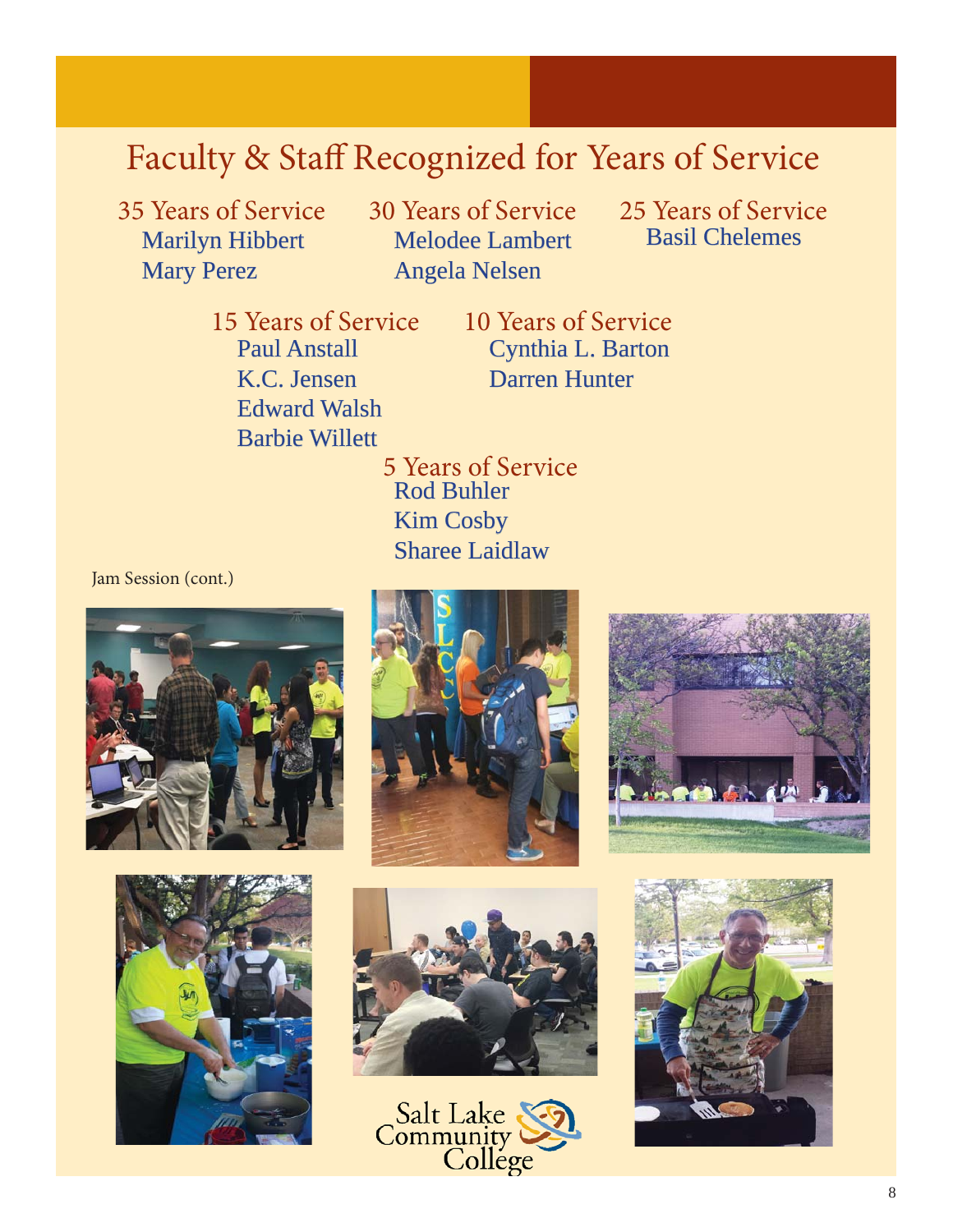# Faculty & Staff Recognized for Years of Service

**35 Years of Service**
Marilyn Hibbert
Mary Perez

**30 Years of Service**
Melodee Lambert
Angela Nelsen

**25 Years of Service**
Basil Chelemes

**15 Years of Service**
Paul Anstall
K.C. Jensen
Edward Walsh
Barbie Willett

**10 Years of Service**
Cynthia L. Barton
Darren Hunter

**5 Years of Service**
Rod Buhler
Kim Cosby
Sharee Laidlaw

Jam Session (cont.)

Salt Lake Community College